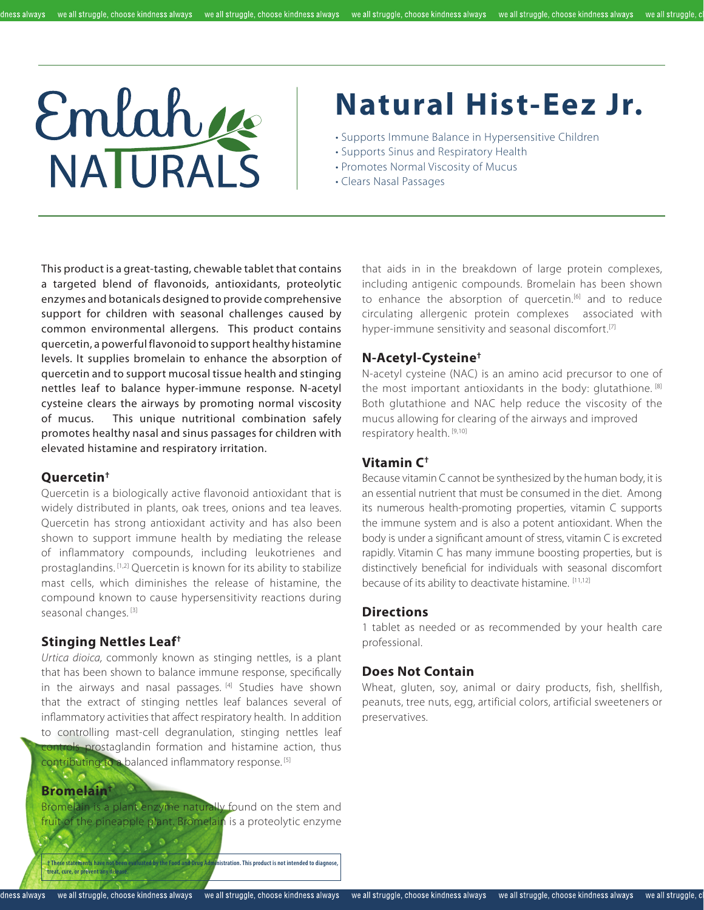# Natural Hist-Eez Jr.

Emlah NATURALS

- Supports Immune Balance in Hypersensitive Children
- Supports Sinus and Respiratory Health
- Promotes Normal Viscosity of Mucus
- Clears Nasal Passages

This product is a great-tasting, chewable tablet that contains a targeted blend of flavonoids, antioxidants, proteolytic enzymes and botanicals designed to provide comprehensive support for children with seasonal challenges caused by common environmental allergens. This product contains quercetin, a powerful flavonoid to support healthy histamine levels. It supplies bromelain to enhance the absorption of quercetin and to support mucosal tissue health and stinging nettles leaf to balance hyper-immune response. N-acetyl cysteine clears the airways by promoting normal viscosity of mucus. This unique nutritional combination safely promotes healthy nasal and sinus passages for children with elevated histamine and respiratory irritation.

## Quercetin†

Quercetin is a biologically active flavonoid antioxidant that is widely distributed in plants, oak trees, onions and tea leaves. Quercetin has strong antioxidant activity and has also been shown to support immune health by mediating the release of inflammatory compounds, including leukotrienes and prostaglandins. [1,2] Quercetin is known for its ability to stabilize mast cells, which diminishes the release of histamine, the compound known to cause hypersensitivity reactions during seasonal changes. [3]

## Stinging Nettles Leaf†

*Urtica dioica*, commonly known as stinging nettles, is a plant that has been shown to balance immune response, specifically in the airways and nasal passages. [4] Studies have shown that the extract of stinging nettles leaf balances several of inflammatory activities that affect respiratory health. In addition to controlling mast-cell degranulation, stinging nettles leaf controls prostaglandin formation and histamine action, thus contributing to a balanced inflammatory response. [5]

## Bromelain†

Bromelain is a plant enzyme naturally found on the stem and fruit of the pineapple plant. Bromelain is a proteolytic enzyme that aids in in the breakdown of large protein complexes, including antigenic compounds. Bromelain has been shown to enhance the absorption of quercetin.[6] and to reduce circulating allergenic protein complexes associated with hyper-immune sensitivity and seasonal discomfort.[7]

## N-Acetyl-Cysteine†

N-acetyl cysteine (NAC) is an amino acid precursor to one of the most important antioxidants in the body: glutathione. [8] Both glutathione and NAC help reduce the viscosity of the mucus allowing for clearing of the airways and improved respiratory health. [9,10]

## Vitamin C†

Because vitamin C cannot be synthesized by the human body, it is an essential nutrient that must be consumed in the diet. Among its numerous health-promoting properties, vitamin C supports the immune system and is also a potent antioxidant. When the body is under a significant amount of stress, vitamin C is excreted rapidly. Vitamin C has many immune boosting properties, but is distinctively beneficial for individuals with seasonal discomfort because of its ability to deactivate histamine. [11,12]

## Directions

1 tablet as needed or as recommended by your health care professional.

## Does Not Contain

Wheat, gluten, soy, animal or dairy products, fish, shellfish, peanuts, tree nuts, egg, artificial colors, artificial sweeteners or preservatives.

† These statements have not been evaluated by the Food and Drug Administration. This product is not intended to diagnose, treat, cure, or prevent any disease.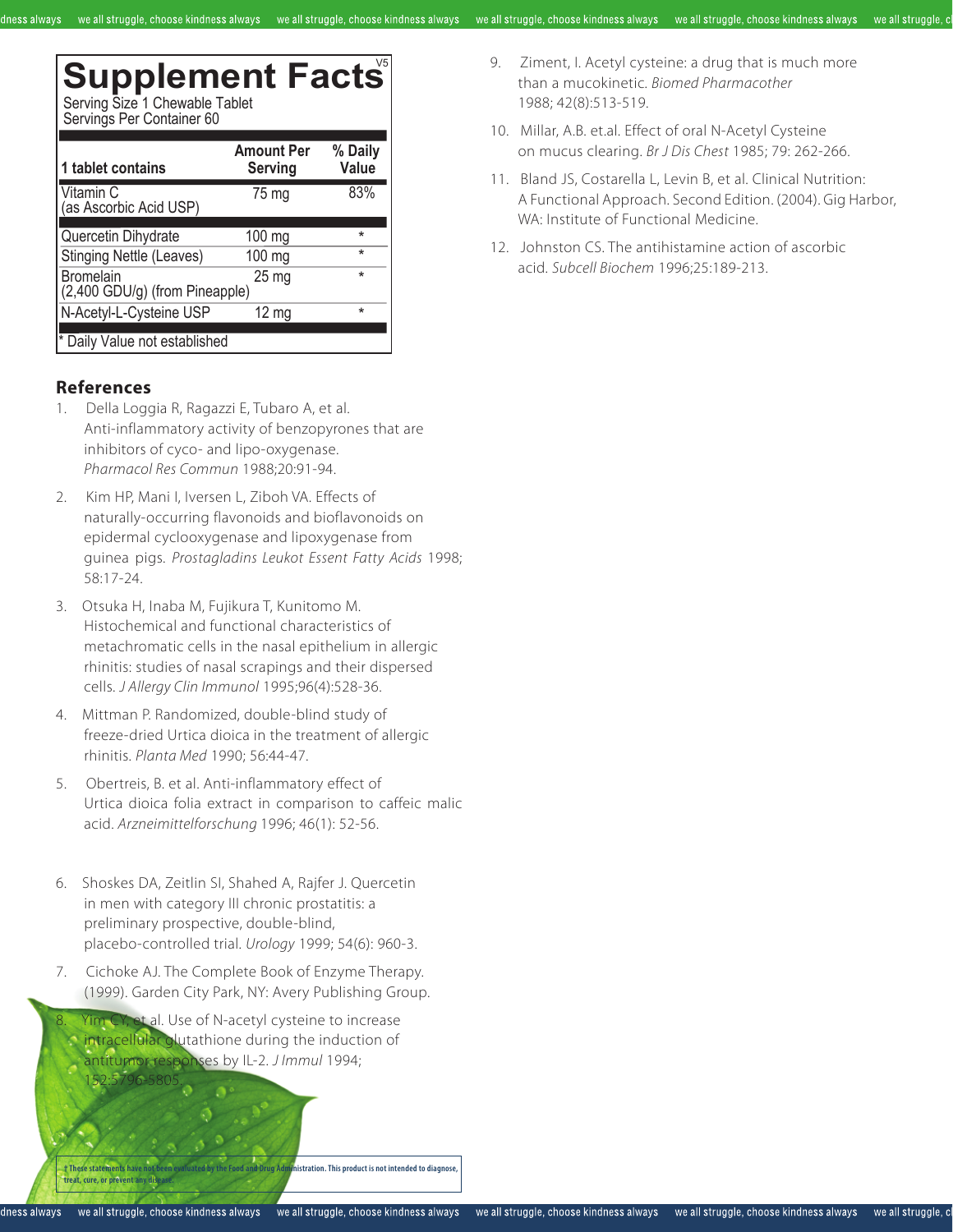# Supplement Facts

V5

Serving Size 1 Chewable Tablet
Servings Per Container 60

| 1 tablet contains | Amount Per Serving | % Daily Value |
|---|---|---|
| Vitamin C (as Ascorbic Acid USP) | 75 mg | 83% |
| Quercetin Dihydrate | 100 mg | * |
| Stinging Nettle (Leaves) | 100 mg | * |
| Bromelain (2,400 GDU/g) (from Pineapple) | 25 mg | * |
| N-Acetyl-L-Cysteine USP | 12 mg | * |

* Daily Value not established

## References

1. Della Loggia R, Ragazzi E, Tubaro A, et al. Anti-inflammatory activity of benzopyrones that are inhibitors of cyco- and lipo-oxygenase. *Pharmacol Res Commun* 1988;20:91-94.

2. Kim HP, Mani I, Iversen L, Ziboh VA. Effects of naturally-occurring flavonoids and bioflavonoids on epidermal cyclooxygenase and lipoxygenase from guinea pigs. *Prostagladins Leukot Essent Fatty Acids* 1998; 58:17-24.

3. Otsuka H, Inaba M, Fujikura T, Kunitomo M. Histochemical and functional characteristics of metachromatic cells in the nasal epithelium in allergic rhinitis: studies of nasal scrapings and their dispersed cells. *J Allergy Clin Immunol* 1995;96(4):528-36.

4. Mittman P. Randomized, double-blind study of freeze-dried Urtica dioica in the treatment of allergic rhinitis. *Planta Med* 1990; 56:44-47.

5. Obertreis, B. et al. Anti-inflammatory effect of Urtica dioica folia extract in comparison to caffeic malic acid. *Arzneimittelforschung* 1996; 46(1): 52-56.

6. Shoskes DA, Zeitlin SI, Shahed A, Rajfer J. Quercetin in men with category III chronic prostatitis: a preliminary prospective, double-blind, placebo-controlled trial. *Urology* 1999; 54(6): 960-3.

7. Cichoke AJ. The Complete Book of Enzyme Therapy. (1999). Garden City Park, NY: Avery Publishing Group.

8. Yim CY, et al. Use of N-acetyl cysteine to increase intracellular glutathione during the induction of antitumor responses by IL-2. *J Immul* 1994; 152:5796-5805.

9. Ziment, I. Acetyl cysteine: a drug that is much more than a mucokinetic. *Biomed Pharmacother* 1988; 42(8):513-519.

10. Millar, A.B. et.al. Effect of oral N-Acetyl Cysteine on mucus clearing. *Br J Dis Chest* 1985; 79: 262-266.

11. Bland JS, Costarella L, Levin B, et al. Clinical Nutrition: A Functional Approach. Second Edition. (2004). Gig Harbor, WA: Institute of Functional Medicine.

12. Johnston CS. The antihistamine action of ascorbic acid. *Subcell Biochem* 1996;25:189-213.

† These statements have not been evaluated by the Food and Drug Administration. This product is not intended to diagnose, treat, cure, or prevent any disease.